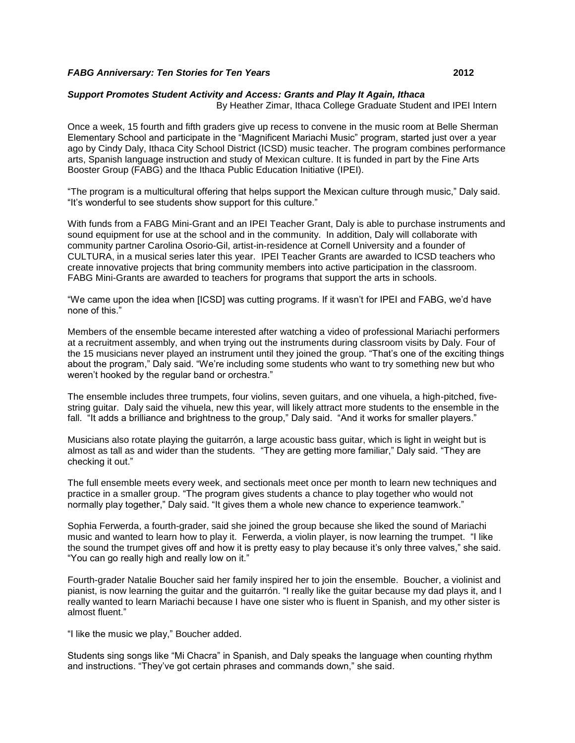***FABG Anniversary: Ten Stories for Ten Years*** **2012**

***Support Promotes Student Activity and Access: Grants and Play It Again, Ithaca***

By Heather Zimar, Ithaca College Graduate Student and IPEI Intern

Once a week, 15 fourth and fifth graders give up recess to convene in the music room at Belle Sherman Elementary School and participate in the "Magnificent Mariachi Music" program, started just over a year ago by Cindy Daly, Ithaca City School District (ICSD) music teacher. The program combines performance arts, Spanish language instruction and study of Mexican culture. It is funded in part by the Fine Arts Booster Group (FABG) and the Ithaca Public Education Initiative (IPEI).

"The program is a multicultural offering that helps support the Mexican culture through music," Daly said. "It's wonderful to see students show support for this culture."

With funds from a FABG Mini-Grant and an IPEI Teacher Grant, Daly is able to purchase instruments and sound equipment for use at the school and in the community. In addition, Daly will collaborate with community partner Carolina Osorio-Gil, artist-in-residence at Cornell University and a founder of CULTURA, in a musical series later this year. IPEI Teacher Grants are awarded to ICSD teachers who create innovative projects that bring community members into active participation in the classroom. FABG Mini-Grants are awarded to teachers for programs that support the arts in schools.

"We came upon the idea when [ICSD] was cutting programs. If it wasn't for IPEI and FABG, we'd have none of this."

Members of the ensemble became interested after watching a video of professional Mariachi performers at a recruitment assembly, and when trying out the instruments during classroom visits by Daly. Four of the 15 musicians never played an instrument until they joined the group. "That's one of the exciting things about the program," Daly said. "We're including some students who want to try something new but who weren't hooked by the regular band or orchestra."

The ensemble includes three trumpets, four violins, seven guitars, and one vihuela, a high-pitched, five-string guitar. Daly said the vihuela, new this year, will likely attract more students to the ensemble in the fall. "It adds a brilliance and brightness to the group," Daly said. "And it works for smaller players."

Musicians also rotate playing the guitarrón, a large acoustic bass guitar, which is light in weight but is almost as tall as and wider than the students. "They are getting more familiar," Daly said. "They are checking it out."

The full ensemble meets every week, and sectionals meet once per month to learn new techniques and practice in a smaller group. "The program gives students a chance to play together who would not normally play together," Daly said. "It gives them a whole new chance to experience teamwork."

Sophia Ferwerda, a fourth-grader, said she joined the group because she liked the sound of Mariachi music and wanted to learn how to play it. Ferwerda, a violin player, is now learning the trumpet. "I like the sound the trumpet gives off and how it is pretty easy to play because it's only three valves," she said. "You can go really high and really low on it."

Fourth-grader Natalie Boucher said her family inspired her to join the ensemble. Boucher, a violinist and pianist, is now learning the guitar and the guitarrón. "I really like the guitar because my dad plays it, and I really wanted to learn Mariachi because I have one sister who is fluent in Spanish, and my other sister is almost fluent."

"I like the music we play," Boucher added.

Students sing songs like "Mi Chacra" in Spanish, and Daly speaks the language when counting rhythm and instructions. "They've got certain phrases and commands down," she said.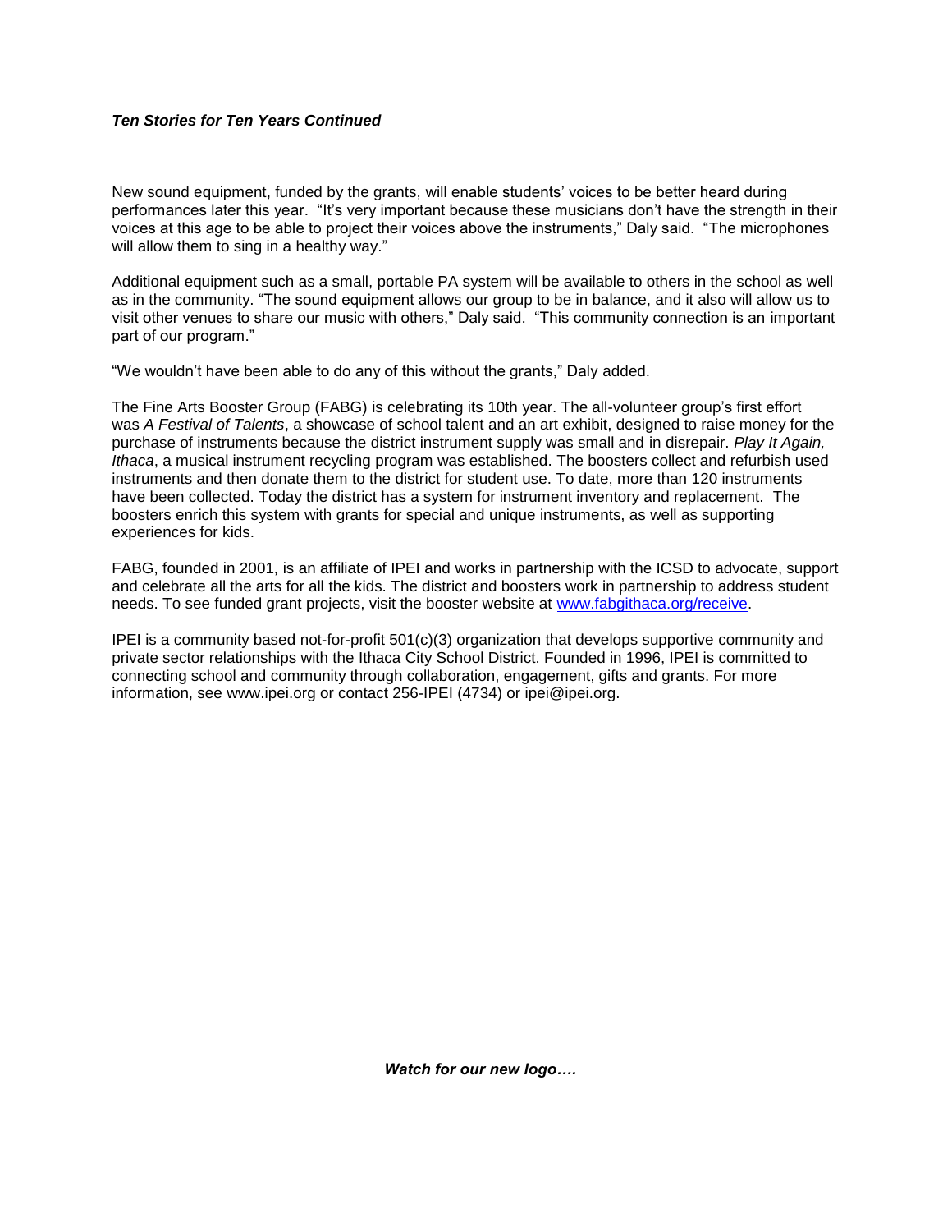***Ten Stories for Ten Years Continued***

New sound equipment, funded by the grants, will enable students' voices to be better heard during performances later this year. "It's very important because these musicians don't have the strength in their voices at this age to be able to project their voices above the instruments," Daly said. "The microphones will allow them to sing in a healthy way."

Additional equipment such as a small, portable PA system will be available to others in the school as well as in the community. "The sound equipment allows our group to be in balance, and it also will allow us to visit other venues to share our music with others," Daly said. "This community connection is an important part of our program."

"We wouldn't have been able to do any of this without the grants," Daly added.

The Fine Arts Booster Group (FABG) is celebrating its 10th year. The all-volunteer group's first effort was *A Festival of Talents*, a showcase of school talent and an art exhibit, designed to raise money for the purchase of instruments because the district instrument supply was small and in disrepair. *Play It Again, Ithaca*, a musical instrument recycling program was established. The boosters collect and refurbish used instruments and then donate them to the district for student use. To date, more than 120 instruments have been collected. Today the district has a system for instrument inventory and replacement. The boosters enrich this system with grants for special and unique instruments, as well as supporting experiences for kids.

FABG, founded in 2001, is an affiliate of IPEI and works in partnership with the ICSD to advocate, support and celebrate all the arts for all the kids. The district and boosters work in partnership to address student needs. To see funded grant projects, visit the booster website at [www.fabgithaca.org/receive](http://www.fabgithaca.org/receive).

IPEI is a community based not-for-profit 501(c)(3) organization that develops supportive community and private sector relationships with the Ithaca City School District. Founded in 1996, IPEI is committed to connecting school and community through collaboration, engagement, gifts and grants. For more information, see www.ipei.org or contact 256-IPEI (4734) or ipei@ipei.org.

***Watch for our new logo….***